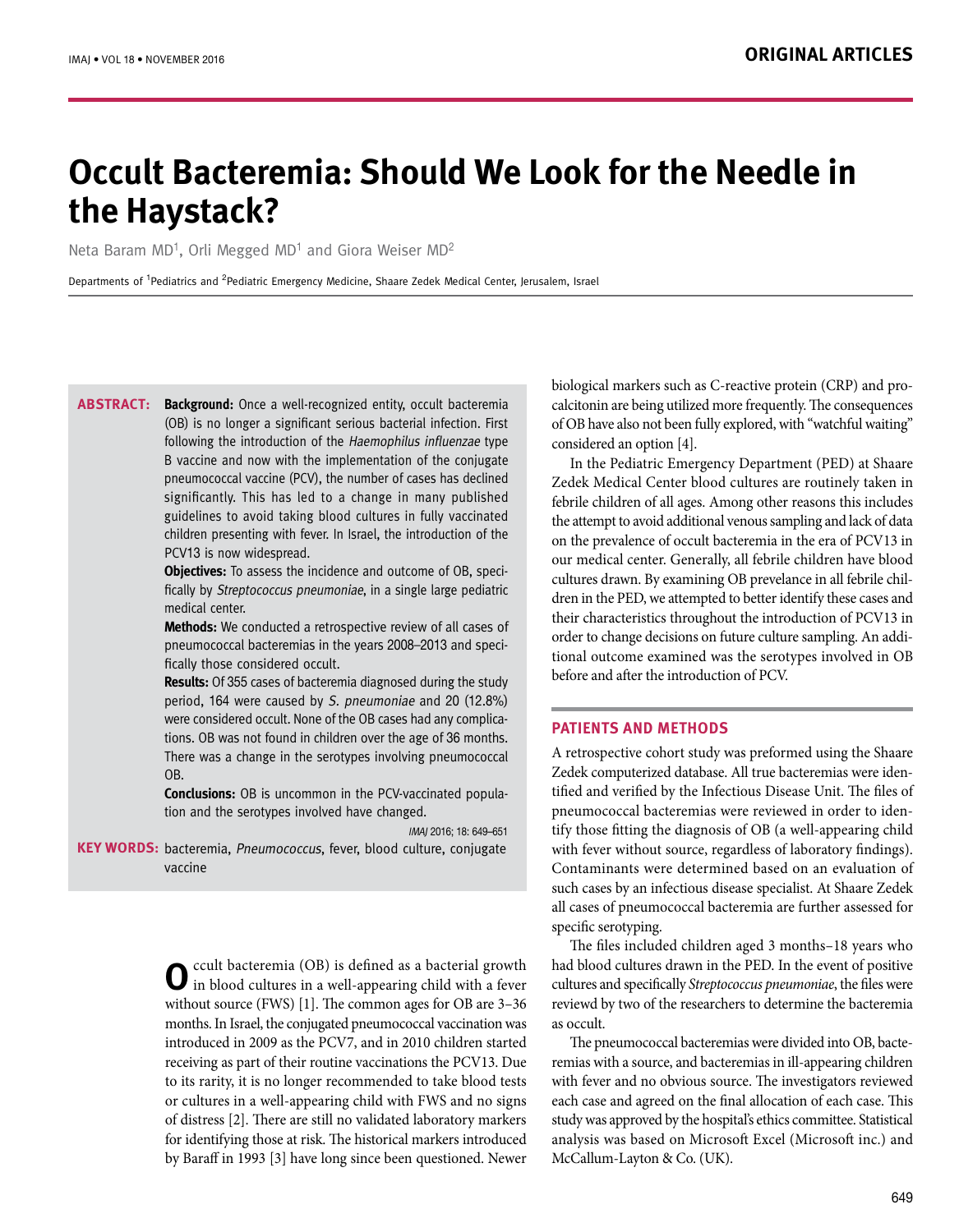# Occult Bacteremia: Should We Look for the Needle in the Haystack?

Neta Baram MD[1], Orli Megged MD[1] and Giora Weiser MD[2]

Departments of [1]Pediatrics and [2]Pediatric Emergency Medicine, Shaare Zedek Medical Center, Jerusalem, Israel

**ABSTRACT:** **Background:** Once a well-recognized entity, occult bacteremia (OB) is no longer a significant serious bacterial infection. First following the introduction of the *Haemophilus influenzae* type B vaccine and now with the implementation of the conjugate pneumococcal vaccine (PCV), the number of cases has declined significantly. This has led to a change in many published guidelines to avoid taking blood cultures in fully vaccinated children presenting with fever. In Israel, the introduction of the PCV13 is now widespread.

**Objectives:** To assess the incidence and outcome of OB, specifically by *Streptococcus pneumoniae*, in a single large pediatric medical center.

**Methods:** We conducted a retrospective review of all cases of pneumococcal bacteremias in the years 2008–2013 and specifically those considered occult.

**Results:** Of 355 cases of bacteremia diagnosed during the study period, 164 were caused by *S. pneumoniae* and 20 (12.8%) were considered occult. None of the OB cases had any complications. OB was not found in children over the age of 36 months. There was a change in the serotypes involving pneumococcal OB.

**Conclusions:** OB is uncommon in the PCV-vaccinated population and the serotypes involved have changed.

*IMAJ* 2016; 18: 649–651

**KEY WORDS:** bacteremia, *Pneumococcus*, fever, blood culture, conjugate vaccine

Occult bacteremia (OB) is defined as a bacterial growth in blood cultures in a well-appearing child with a fever without source (FWS) [1]. The common ages for OB are 3–36 months. In Israel, the conjugated pneumococcal vaccination was introduced in 2009 as the PCV7, and in 2010 children started receiving as part of their routine vaccinations the PCV13. Due to its rarity, it is no longer recommended to take blood tests or cultures in a well-appearing child with FWS and no signs of distress [2]. There are still no validated laboratory markers for identifying those at risk. The historical markers introduced by Baraff in 1993 [3] have long since been questioned. Newer biological markers such as C-reactive protein (CRP) and procalcitonin are being utilized more frequently. The consequences of OB have also not been fully explored, with "watchful waiting" considered an option [4].

In the Pediatric Emergency Department (PED) at Shaare Zedek Medical Center blood cultures are routinely taken in febrile children of all ages. Among other reasons this includes the attempt to avoid additional venous sampling and lack of data on the prevalence of occult bacteremia in the era of PCV13 in our medical center. Generally, all febrile children have blood cultures drawn. By examining OB prevelance in all febrile children in the PED, we attempted to better identify these cases and their characteristics throughout the introduction of PCV13 in order to change decisions on future culture sampling. An additional outcome examined was the serotypes involved in OB before and after the introduction of PCV.

## PATIENTS AND METHODS

A retrospective cohort study was preformed using the Shaare Zedek computerized database. All true bacteremias were identified and verified by the Infectious Disease Unit. The files of pneumococcal bacteremias were reviewed in order to identify those fitting the diagnosis of OB (a well-appearing child with fever without source, regardless of laboratory findings). Contaminants were determined based on an evaluation of such cases by an infectious disease specialist. At Shaare Zedek all cases of pneumococcal bacteremia are further assessed for specific serotyping.

The files included children aged 3 months–18 years who had blood cultures drawn in the PED. In the event of positive cultures and specifically *Streptococcus pneumoniae*, the files were reviewd by two of the researchers to determine the bacteremia as occult.

The pneumococcal bacteremias were divided into OB, bacteremias with a source, and bacteremias in ill-appearing children with fever and no obvious source. The investigators reviewed each case and agreed on the final allocation of each case. This study was approved by the hospital's ethics committee. Statistical analysis was based on Microsoft Excel (Microsoft inc.) and McCallum-Layton & Co. (UK).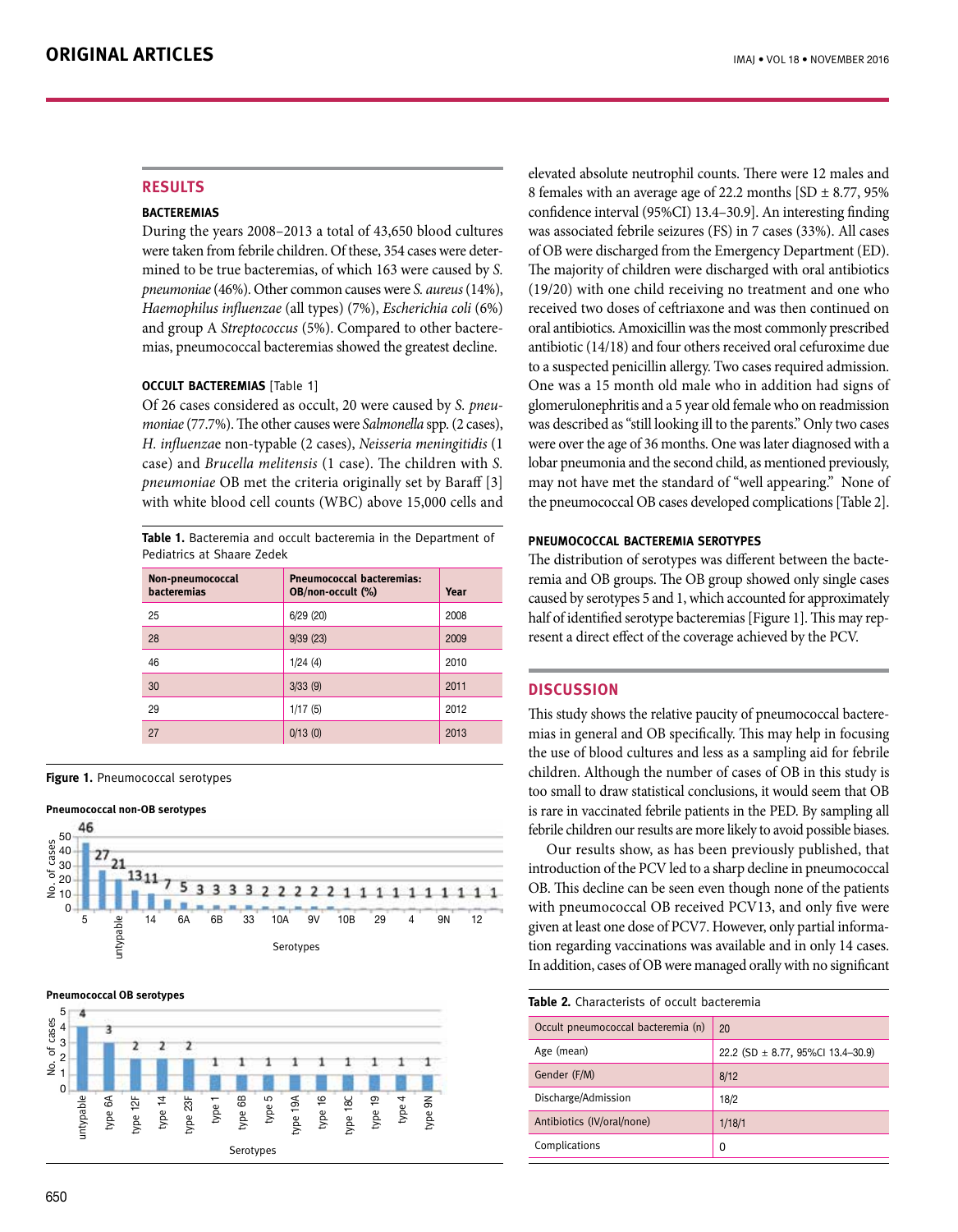## RESULTS

### BACTEREMIAS

During the years 2008–2013 a total of 43,650 blood cultures were taken from febrile children. Of these, 354 cases were determined to be true bacteremias, of which 163 were caused by *S. pneumoniae* (46%). Other common causes were *S. aureus* (14%), *Haemophilus influenzae* (all types) (7%), *Escherichia coli* (6%) and group A *Streptococcus* (5%). Compared to other bacteremias, pneumococcal bacteremias showed the greatest decline.

### OCCULT BACTEREMIAS [Table 1]

Of 26 cases considered as occult, 20 were caused by *S. pneumoniae* (77.7%). The other causes were *Salmonella* spp. (2 cases), *H. influenzae* non-typable (2 cases), *Neisseria meningitidis* (1 case) and *Brucella melitensis* (1 case). The children with *S. pneumoniae* OB met the criteria originally set by Baraff [3] with white blood cell counts (WBC) above 15,000 cells and elevated absolute neutrophil counts. There were 12 males and 8 females with an average age of 22.2 months [SD ± 8.77, 95% confidence interval (95%CI) 13.4–30.9]. An interesting finding was associated febrile seizures (FS) in 7 cases (33%). All cases of OB were discharged from the Emergency Department (ED). The majority of children were discharged with oral antibiotics (19/20) with one child receiving no treatment and one who received two doses of ceftriaxone and was then continued on oral antibiotics. Amoxicillin was the most commonly prescribed antibiotic (14/18) and four others received oral cefuroxime due to a suspected penicillin allergy. Two cases required admission. One was a 15 month old male who in addition had signs of glomerulonephritis and a 5 year old female who on readmission was described as "still looking ill to the parents." Only two cases were over the age of 36 months. One was later diagnosed with a lobar pneumonia and the second child, as mentioned previously, may not have met the standard of "well appearing." None of the pneumococcal OB cases developed complications [Table 2].

**Table 1.** Bacteremia and occult bacteremia in the Department of Pediatrics at Shaare Zedek

| Non-pneumococcal bacteremias | Pneumococcal bacteremias: OB/non-occult (%) | Year |
|---|---|---|
| 25 | 6/29 (20) | 2008 |
| 28 | 9/39 (23) | 2009 |
| 46 | 1/24 (4) | 2010 |
| 30 | 3/33 (9) | 2011 |
| 29 | 1/17 (5) | 2012 |
| 27 | 0/13 (0) | 2013 |

**Figure 1.** Pneumococcal serotypes

**Pneumococcal non-OB serotypes**

**Pneumococcal OB serotypes**

### PNEUMOCOCCAL BACTEREMIA SEROTYPES

The distribution of serotypes was different between the bacteremia and OB groups. The OB group showed only single cases caused by serotypes 5 and 1, which accounted for approximately half of identified serotype bacteremias [Figure 1]. This may represent a direct effect of the coverage achieved by the PCV.

## DISCUSSION

This study shows the relative paucity of pneumococcal bacteremias in general and OB specifically. This may help in focusing the use of blood cultures and less as a sampling aid for febrile children. Although the number of cases of OB in this study is too small to draw statistical conclusions, it would seem that OB is rare in vaccinated febrile patients in the PED. By sampling all febrile children our results are more likely to avoid possible biases.

Our results show, as has been previously published, that introduction of the PCV led to a sharp decline in pneumococcal OB. This decline can be seen even though none of the patients with pneumococcal OB received PCV13, and only five were given at least one dose of PCV7. However, only partial information regarding vaccinations was available and in only 14 cases. In addition, cases of OB were managed orally with no significant

**Table 2.** Characterists of occult bacteremia

| | |
|---|---|
| Occult pneumococcal bacteremia (n) | 20 |
| Age (mean) | 22.2 (SD ± 8.77, 95%CI 13.4–30.9) |
| Gender (F/M) | 8/12 |
| Discharge/Admission | 18/2 |
| Antibiotics (IV/oral/none) | 1/18/1 |
| Complications | 0 |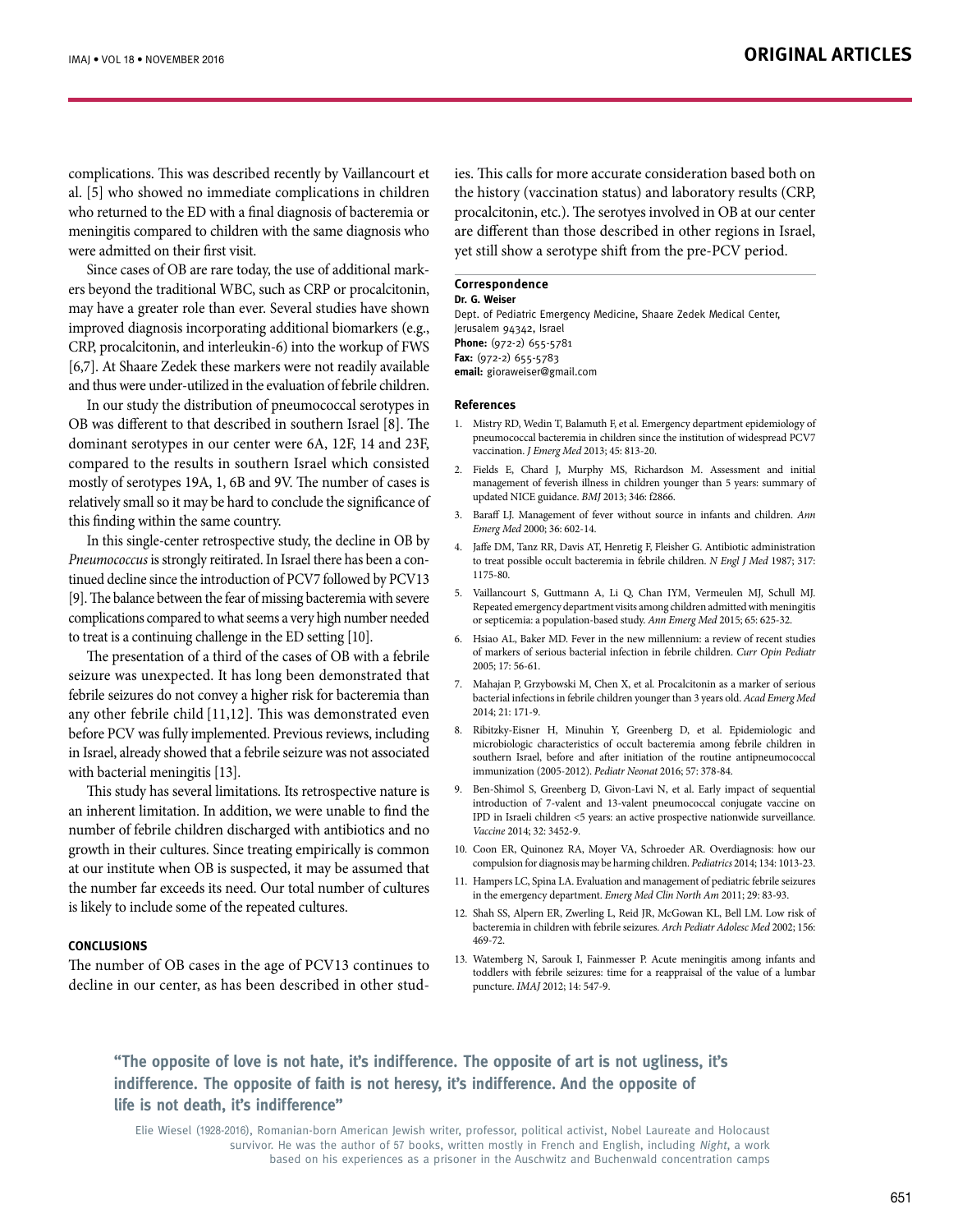complications. This was described recently by Vaillancourt et al. [5] who showed no immediate complications in children who returned to the ED with a final diagnosis of bacteremia or meningitis compared to children with the same diagnosis who were admitted on their first visit.

Since cases of OB are rare today, the use of additional markers beyond the traditional WBC, such as CRP or procalcitonin, may have a greater role than ever. Several studies have shown improved diagnosis incorporating additional biomarkers (e.g., CRP, procalcitonin, and interleukin-6) into the workup of FWS [6,7]. At Shaare Zedek these markers were not readily available and thus were under-utilized in the evaluation of febrile children.

In our study the distribution of pneumococcal serotypes in OB was different to that described in southern Israel [8]. The dominant serotypes in our center were 6A, 12F, 14 and 23F, compared to the results in southern Israel which consisted mostly of serotypes 19A, 1, 6B and 9V. The number of cases is relatively small so it may be hard to conclude the significance of this finding within the same country.

In this single-center retrospective study, the decline in OB by *Pneumococcus* is strongly reiterated. In Israel there has been a continued decline since the introduction of PCV7 followed by PCV13 [9]. The balance between the fear of missing bacteremia with severe complications compared to what seems a very high number needed to treat is a continuing challenge in the ED setting [10].

The presentation of a third of the cases of OB with a febrile seizure was unexpected. It has long been demonstrated that febrile seizures do not convey a higher risk for bacteremia than any other febrile child [11,12]. This was demonstrated even before PCV was fully implemented. Previous reviews, including in Israel, already showed that a febrile seizure was not associated with bacterial meningitis [13].

This study has several limitations. Its retrospective nature is an inherent limitation. In addition, we were unable to find the number of febrile children discharged with antibiotics and no growth in their cultures. Since treating empirically is common at our institute when OB is suspected, it may be assumed that the number far exceeds its need. Our total number of cultures is likely to include some of the repeated cultures.

## CONCLUSIONS

The number of OB cases in the age of PCV13 continues to decline in our center, as has been described in other studies. This calls for more accurate consideration based both on the history (vaccination status) and laboratory results (CRP, procalcitonin, etc.). The serotyes involved in OB at our center are different than those described in other regions in Israel, yet still show a serotype shift from the pre-PCV period.

**Correspondence**
**Dr. G. Weiser**
Dept. of Pediatric Emergency Medicine, Shaare Zedek Medical Center, Jerusalem 94342, Israel
**Phone:** (972-2) 655-5781
**Fax:** (972-2) 655-5783
**email:** gioraweiser@gmail.com

## References

1. Mistry RD, Wedin T, Balamuth F, et al. Emergency department epidemiology of pneumococcal bacteremia in children since the institution of widespread PCV7 vaccination. *J Emerg Med* 2013; 45: 813-20.
2. Fields E, Chard J, Murphy MS, Richardson M. Assessment and initial management of feverish illness in children younger than 5 years: summary of updated NICE guidance. *BMJ* 2013; 346: f2866.
3. Baraff LJ. Management of fever without source in infants and children. *Ann Emerg Med* 2000; 36: 602-14.
4. Jaffe DM, Tanz RR, Davis AT, Henretig F, Fleisher G. Antibiotic administration to treat possible occult bacteremia in febrile children. *N Engl J Med* 1987; 317: 1175-80.
5. Vaillancourt S, Guttmann A, Li Q, Chan IYM, Vermeulen MJ, Schull MJ. Repeated emergency department visits among children admitted with meningitis or septicemia: a population-based study. *Ann Emerg Med* 2015; 65: 625-32.
6. Hsiao AL, Baker MD. Fever in the new millennium: a review of recent studies of markers of serious bacterial infection in febrile children. *Curr Opin Pediatr* 2005; 17: 56-61.
7. Mahajan P, Grzybowski M, Chen X, et al. Procalcitonin as a marker of serious bacterial infections in febrile children younger than 3 years old. *Acad Emerg Med* 2014; 21: 171-9.
8. Ribitzky-Eisner H, Minuhin Y, Greenberg D, et al. Epidemiologic and microbiologic characteristics of occult bacteremia among febrile children in southern Israel, before and after initiation of the routine antipneumococcal immunization (2005-2012). *Pediatr Neonat* 2016; 57: 378-84.
9. Ben-Shimol S, Greenberg D, Givon-Lavi N, et al. Early impact of sequential introduction of 7-valent and 13-valent pneumococcal conjugate vaccine on IPD in Israeli children <5 years: an active prospective nationwide surveillance. *Vaccine* 2014; 32: 3452-9.
10. Coon ER, Quinonez RA, Moyer VA, Schroeder AR. Overdiagnosis: how our compulsion for diagnosis may be harming children. *Pediatrics* 2014; 134: 1013-23.
11. Hampers LC, Spina LA. Evaluation and management of pediatric febrile seizures in the emergency department. *Emerg Med Clin North Am* 2011; 29: 83-93.
12. Shah SS, Alpern ER, Zwerling L, Reid JR, McGowan KL, Bell LM. Low risk of bacteremia in children with febrile seizures. *Arch Pediatr Adolesc Med* 2002; 156: 469-72.
13. Watemberg N, Sarouk I, Fainmesser P. Acute meningitis among infants and toddlers with febrile seizures: time for a reappraisal of the value of a lumbar puncture. *IMAJ* 2012; 14: 547-9.

**"The opposite of love is not hate, it's indifference. The opposite of art is not ugliness, it's indifference. The opposite of faith is not heresy, it's indifference. And the opposite of life is not death, it's indifference"**

Elie Wiesel (1928-2016), Romanian-born American Jewish writer, professor, political activist, Nobel Laureate and Holocaust survivor. He was the author of 57 books, written mostly in French and English, including *Night*, a work based on his experiences as a prisoner in the Auschwitz and Buchenwald concentration camps